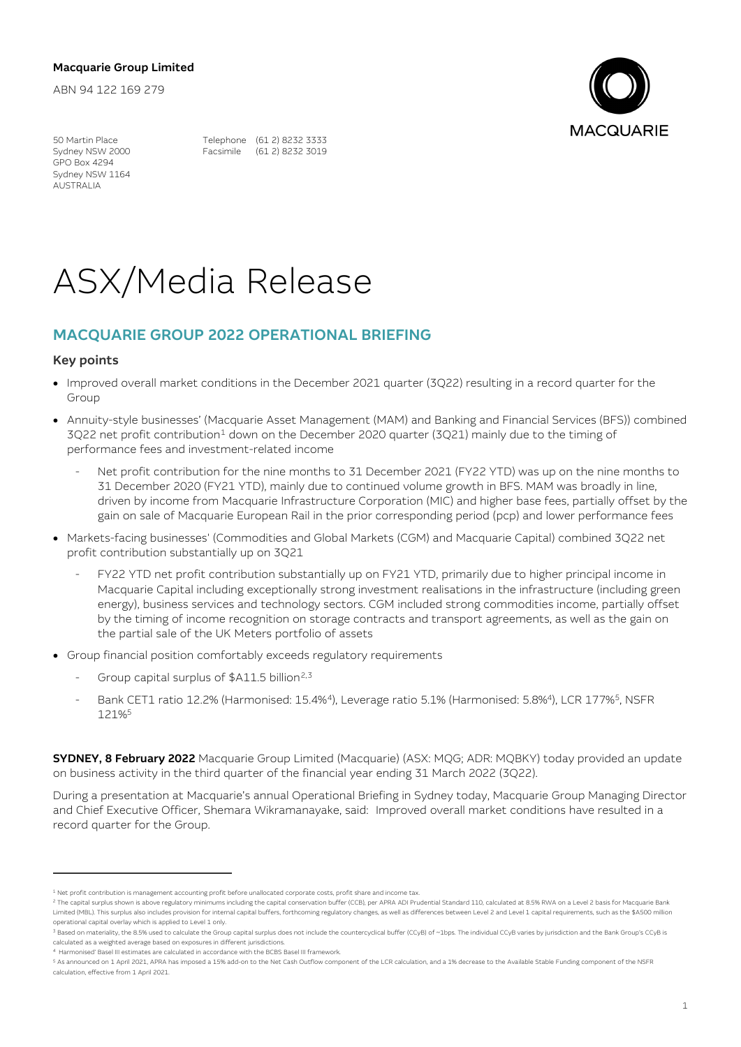**Macquarie Group Limited**

ABN 94 122 169 279

50 Martin Place
Sydney NSW 2000
GPO Box 4294
Sydney NSW 1164
AUSTRALIA

Telephone (61 2) 8232 3333
Facsimile (61 2) 8232 3019

MACQUARIE

# ASX/Media Release

## MACQUARIE GROUP 2022 OPERATIONAL BRIEFING

### Key points

- Improved overall market conditions in the December 2021 quarter (3Q22) resulting in a record quarter for the Group
- Annuity-style businesses' (Macquarie Asset Management (MAM) and Banking and Financial Services (BFS)) combined 3Q22 net profit contribution[1] down on the December 2020 quarter (3Q21) mainly due to the timing of performance fees and investment-related income
  - Net profit contribution for the nine months to 31 December 2021 (FY22 YTD) was up on the nine months to 31 December 2020 (FY21 YTD), mainly due to continued volume growth in BFS. MAM was broadly in line, driven by income from Macquarie Infrastructure Corporation (MIC) and higher base fees, partially offset by the gain on sale of Macquarie European Rail in the prior corresponding period (pcp) and lower performance fees
- Markets-facing businesses' (Commodities and Global Markets (CGM) and Macquarie Capital) combined 3Q22 net profit contribution substantially up on 3Q21
  - FY22 YTD net profit contribution substantially up on FY21 YTD, primarily due to higher principal income in Macquarie Capital including exceptionally strong investment realisations in the infrastructure (including green energy), business services and technology sectors. CGM included strong commodities income, partially offset by the timing of income recognition on storage contracts and transport agreements, as well as the gain on the partial sale of the UK Meters portfolio of assets
- Group financial position comfortably exceeds regulatory requirements
  - Group capital surplus of $A11.5 billion[2,3]
  - Bank CET1 ratio 12.2% (Harmonised: 15.4%[4]), Leverage ratio 5.1% (Harmonised: 5.8%[4]), LCR 177%[5], NSFR 121%[5]

**SYDNEY, 8 February 2022** Macquarie Group Limited (Macquarie) (ASX: MQG; ADR: MQBKY) today provided an update on business activity in the third quarter of the financial year ending 31 March 2022 (3Q22).

During a presentation at Macquarie's annual Operational Briefing in Sydney today, Macquarie Group Managing Director and Chief Executive Officer, Shemara Wikramanayake, said: Improved overall market conditions have resulted in a record quarter for the Group.

---

[1] Net profit contribution is management accounting profit before unallocated corporate costs, profit share and income tax.

[2] The capital surplus shown is above regulatory minimums including the capital conservation buffer (CCB), per APRA ADI Prudential Standard 110, calculated at 8.5% RWA on a Level 2 basis for Macquarie Bank Limited (MBL). This surplus also includes provision for internal capital buffers, forthcoming regulatory changes, as well as differences between Level 2 and Level 1 capital requirements, such as the $A500 million operational capital overlay which is applied to Level 1 only.

[3] Based on materiality, the 8.5% used to calculate the Group capital surplus does not include the countercyclical buffer (CCyB) of ~1bps. The individual CCyB varies by jurisdiction and the Bank Group's CCyB is calculated as a weighted average based on exposures in different jurisdictions.

[4] Harmonised' Basel III estimates are calculated in accordance with the BCBS Basel III framework.

[5] As announced on 1 April 2021, APRA has imposed a 15% add-on to the Net Cash Outflow component of the LCR calculation, and a 1% decrease to the Available Stable Funding component of the NSFR calculation, effective from 1 April 2021.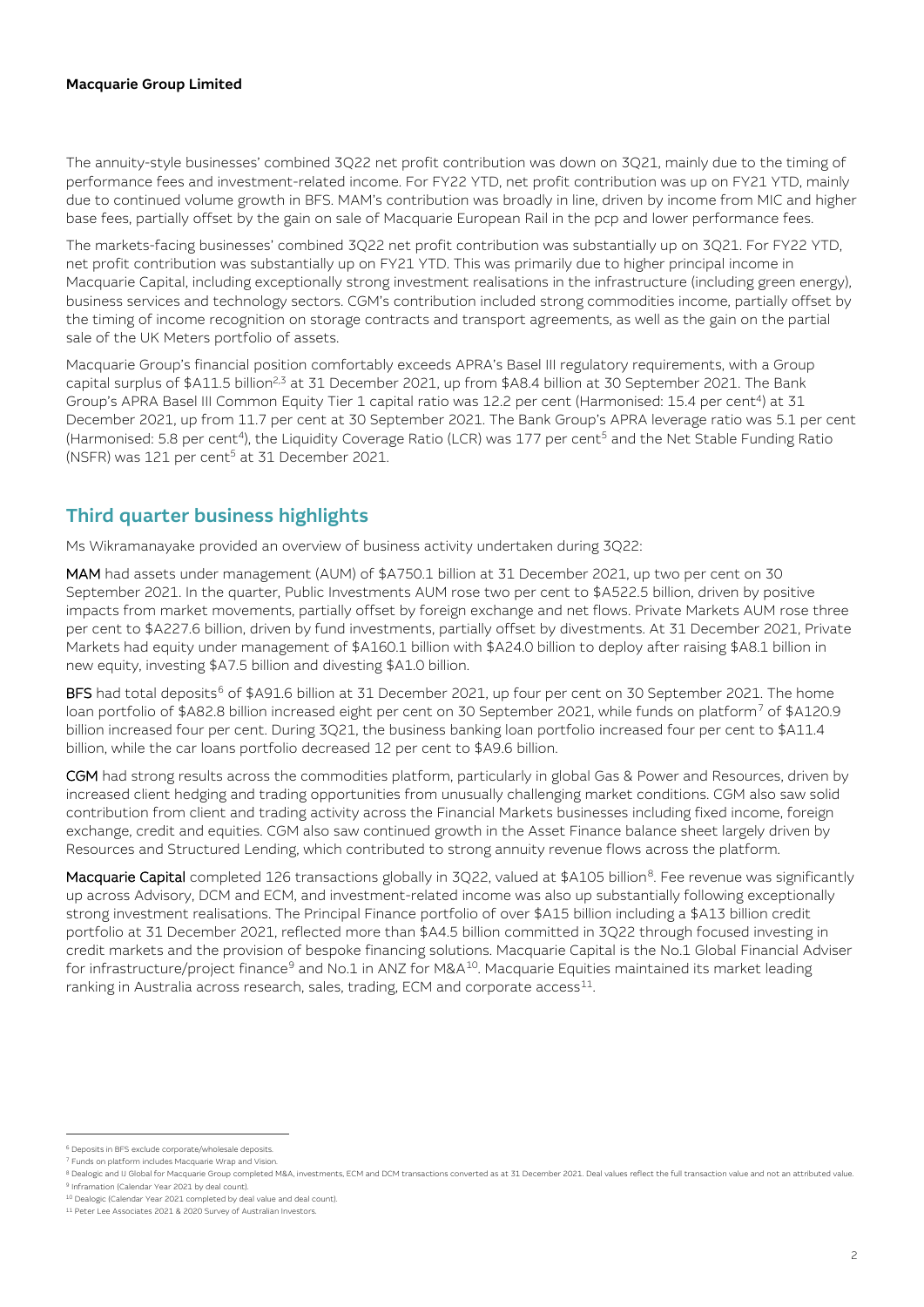The annuity-style businesses' combined 3Q22 net profit contribution was down on 3Q21, mainly due to the timing of performance fees and investment-related income. For FY22 YTD, net profit contribution was up on FY21 YTD, mainly due to continued volume growth in BFS. MAM's contribution was broadly in line, driven by income from MIC and higher base fees, partially offset by the gain on sale of Macquarie European Rail in the pcp and lower performance fees.

The markets-facing businesses' combined 3Q22 net profit contribution was substantially up on 3Q21. For FY22 YTD, net profit contribution was substantially up on FY21 YTD. This was primarily due to higher principal income in Macquarie Capital, including exceptionally strong investment realisations in the infrastructure (including green energy), business services and technology sectors. CGM's contribution included strong commodities income, partially offset by the timing of income recognition on storage contracts and transport agreements, as well as the gain on the partial sale of the UK Meters portfolio of assets.

Macquarie Group's financial position comfortably exceeds APRA's Basel III regulatory requirements, with a Group capital surplus of $A11.5 billion[2,3] at 31 December 2021, up from $A8.4 billion at 30 September 2021. The Bank Group's APRA Basel III Common Equity Tier 1 capital ratio was 12.2 per cent (Harmonised: 15.4 per cent[4]) at 31 December 2021, up from 11.7 per cent at 30 September 2021. The Bank Group's APRA leverage ratio was 5.1 per cent (Harmonised: 5.8 per cent[4]), the Liquidity Coverage Ratio (LCR) was 177 per cent[5] and the Net Stable Funding Ratio (NSFR) was 121 per cent[5] at 31 December 2021.

## Third quarter business highlights

Ms Wikramanayake provided an overview of business activity undertaken during 3Q22:

**MAM** had assets under management (AUM) of $A750.1 billion at 31 December 2021, up two per cent on 30 September 2021. In the quarter, Public Investments AUM rose two per cent to $A522.5 billion, driven by positive impacts from market movements, partially offset by foreign exchange and net flows. Private Markets AUM rose three per cent to $A227.6 billion, driven by fund investments, partially offset by divestments. At 31 December 2021, Private Markets had equity under management of $A160.1 billion with $A24.0 billion to deploy after raising $A8.1 billion in new equity, investing $A7.5 billion and divesting $A1.0 billion.

**BFS** had total deposits[6] of $A91.6 billion at 31 December 2021, up four per cent on 30 September 2021. The home loan portfolio of $A82.8 billion increased eight per cent on 30 September 2021, while funds on platform[7] of $A120.9 billion increased four per cent. During 3Q21, the business banking loan portfolio increased four per cent to $A11.4 billion, while the car loans portfolio decreased 12 per cent to $A9.6 billion.

**CGM** had strong results across the commodities platform, particularly in global Gas & Power and Resources, driven by increased client hedging and trading opportunities from unusually challenging market conditions. CGM also saw solid contribution from client and trading activity across the Financial Markets businesses including fixed income, foreign exchange, credit and equities. CGM also saw continued growth in the Asset Finance balance sheet largely driven by Resources and Structured Lending, which contributed to strong annuity revenue flows across the platform.

**Macquarie Capital** completed 126 transactions globally in 3Q22, valued at $A105 billion[8]. Fee revenue was significantly up across Advisory, DCM and ECM, and investment-related income was also up substantially following exceptionally strong investment realisations. The Principal Finance portfolio of over $A15 billion including a $A13 billion credit portfolio at 31 December 2021, reflected more than $A4.5 billion committed in 3Q22 through focused investing in credit markets and the provision of bespoke financing solutions. Macquarie Capital is the No.1 Global Financial Adviser for infrastructure/project finance[9] and No.1 in ANZ for M&A[10]. Macquarie Equities maintained its market leading ranking in Australia across research, sales, trading, ECM and corporate access[11].

---

[6] Deposits in BFS exclude corporate/wholesale deposits.
[7] Funds on platform includes Macquarie Wrap and Vision.
[8] Dealogic and IJ Global for Macquarie Group completed M&A, investments, ECM and DCM transactions converted as at 31 December 2021. Deal values reflect the full transaction value and not an attributed value.
[9] Inframation (Calendar Year 2021 by deal count).
[10] Dealogic (Calendar Year 2021 completed by deal value and deal count).
[11] Peter Lee Associates 2021 & 2020 Survey of Australian Investors.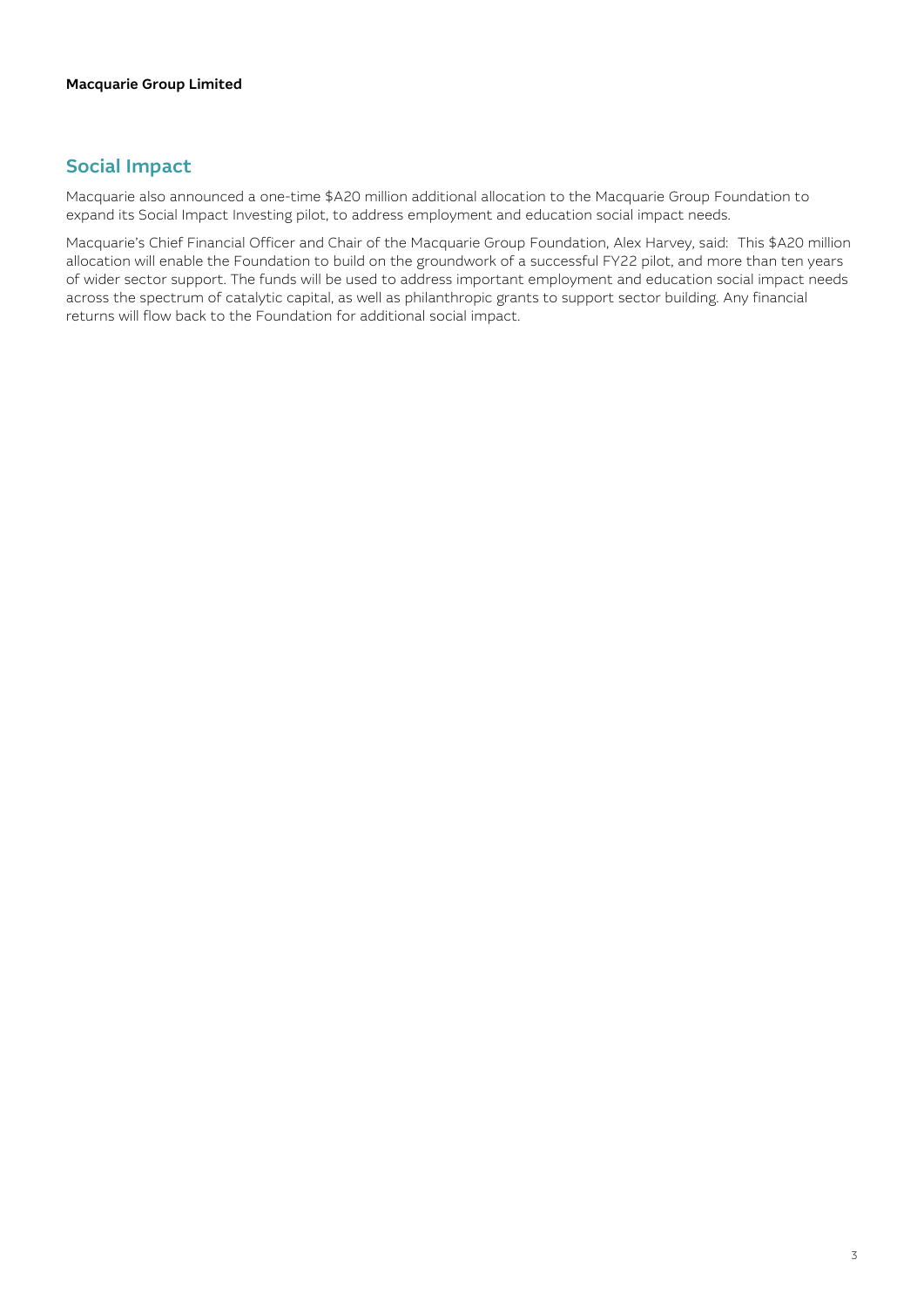## Social Impact

Macquarie also announced a one-time $A20 million additional allocation to the Macquarie Group Foundation to expand its Social Impact Investing pilot, to address employment and education social impact needs.

Macquarie's Chief Financial Officer and Chair of the Macquarie Group Foundation, Alex Harvey, said: This $A20 million allocation will enable the Foundation to build on the groundwork of a successful FY22 pilot, and more than ten years of wider sector support. The funds will be used to address important employment and education social impact needs across the spectrum of catalytic capital, as well as philanthropic grants to support sector building. Any financial returns will flow back to the Foundation for additional social impact.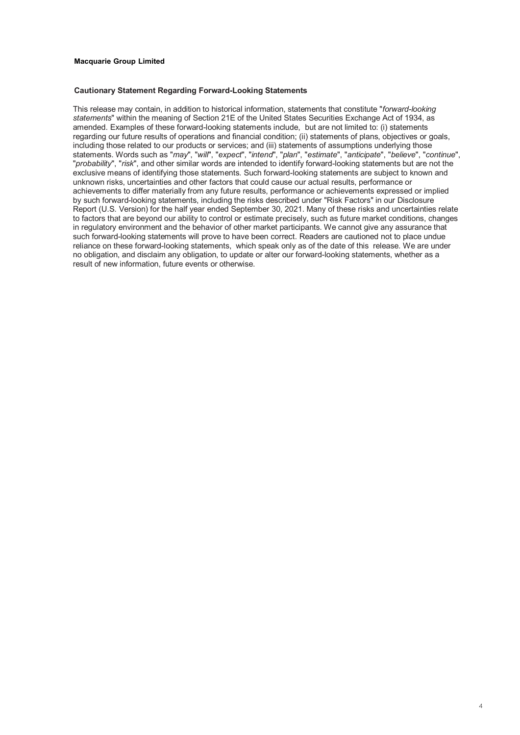**Macquarie Group Limited**

**Cautionary Statement Regarding Forward-Looking Statements**

This release may contain, in addition to historical information, statements that constitute "*forward-looking statements*" within the meaning of Section 21E of the United States Securities Exchange Act of 1934, as amended. Examples of these forward-looking statements include, but are not limited to: (i) statements regarding our future results of operations and financial condition; (ii) statements of plans, objectives or goals, including those related to our products or services; and (iii) statements of assumptions underlying those statements. Words such as "*may*", "*will*", "*expect*", "*intend*", "*plan*", "*estimate*", "*anticipate*", "*believe*", "*continue*", "*probability*", "*risk*", and other similar words are intended to identify forward-looking statements but are not the exclusive means of identifying those statements. Such forward-looking statements are subject to known and unknown risks, uncertainties and other factors that could cause our actual results, performance or achievements to differ materially from any future results, performance or achievements expressed or implied by such forward-looking statements, including the risks described under "Risk Factors" in our Disclosure Report (U.S. Version) for the half year ended September 30, 2021. Many of these risks and uncertainties relate to factors that are beyond our ability to control or estimate precisely, such as future market conditions, changes in regulatory environment and the behavior of other market participants. We cannot give any assurance that such forward-looking statements will prove to have been correct. Readers are cautioned not to place undue reliance on these forward-looking statements, which speak only as of the date of this release. We are under no obligation, and disclaim any obligation, to update or alter our forward-looking statements, whether as a result of new information, future events or otherwise.